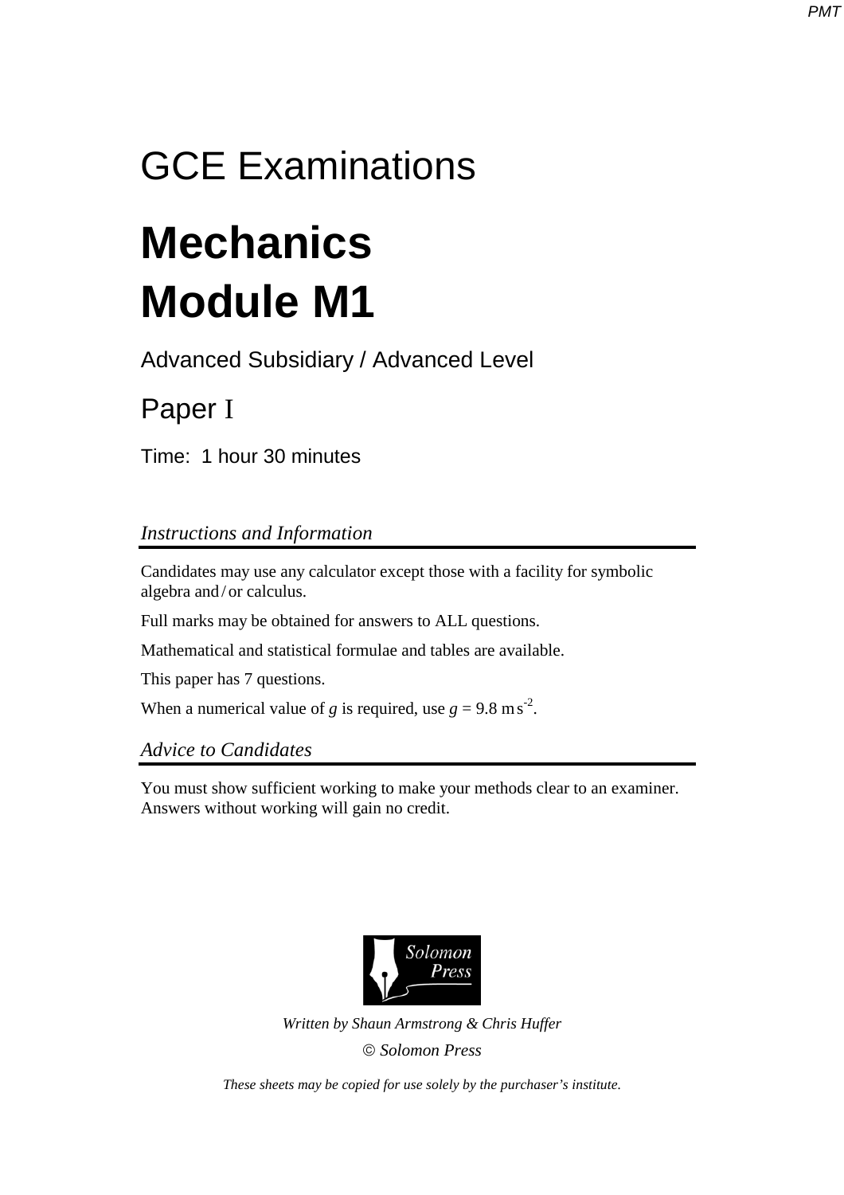# GCE Examinations

# Mechanics
# Module M1

Advanced Subsidiary / Advanced Level

## Paper I

Time: 1 hour 30 minutes

### *Instructions and Information*

Candidates may use any calculator except those with a facility for symbolic algebra and / or calculus.

Full marks may be obtained for answers to ALL questions.

Mathematical and statistical formulae and tables are available.

This paper has 7 questions.

When a numerical value of $g$ is required, use $g$ = 9.8 m s$^{-2}$.

### *Advice to Candidates*

You must show sufficient working to make your methods clear to an examiner. Answers without working will gain no credit.

Solomon Press

*Written by Shaun Armstrong & Chris Huffer*

*© Solomon Press*

*These sheets may be copied for use solely by the purchaser's institute.*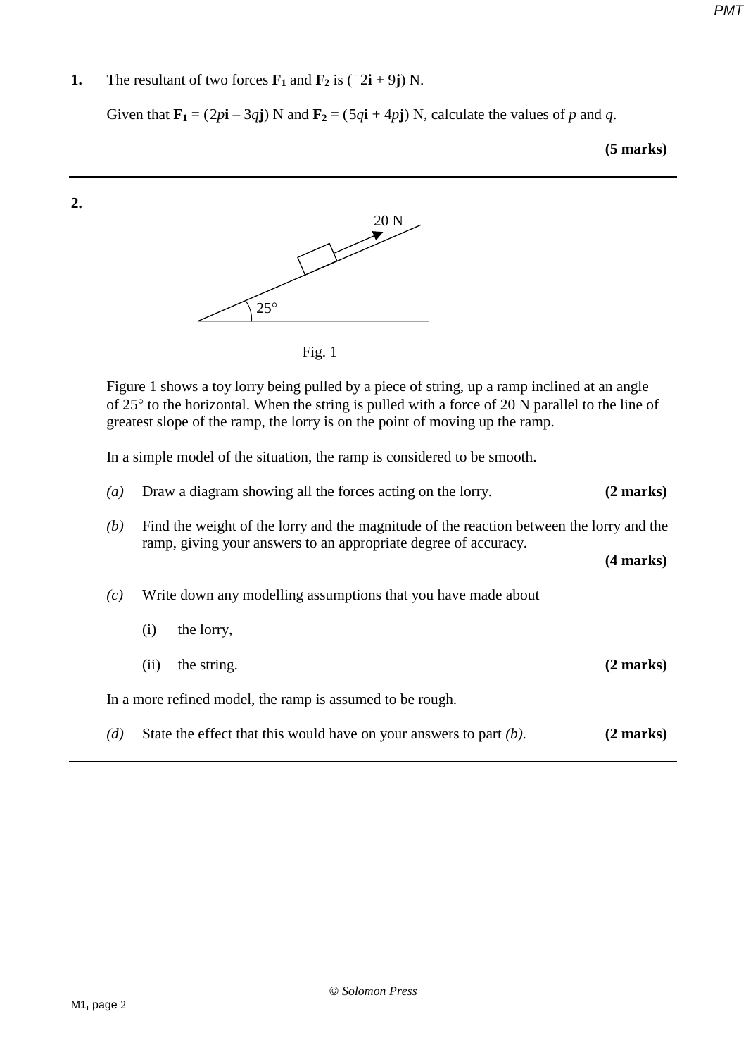**1.** The resultant of two forces $\mathbf{F_1}$ and $\mathbf{F_2}$ is $(^-2\mathbf{i} + 9\mathbf{j})$ N.

Given that $\mathbf{F_1} = (2p\mathbf{i} - 3q\mathbf{j})$ N and $\mathbf{F_2} = (5q\mathbf{i} + 4p\mathbf{j})$ N, calculate the values of $p$ and $q$.

**(5 marks)**

---

**2.**

Fig. 1

Figure 1 shows a toy lorry being pulled by a piece of string, up a ramp inclined at an angle of 25° to the horizontal. When the string is pulled with a force of 20 N parallel to the line of greatest slope of the ramp, the lorry is on the point of moving up the ramp.

In a simple model of the situation, the ramp is considered to be smooth.

*(a)* Draw a diagram showing all the forces acting on the lorry. **(2 marks)**

*(b)* Find the weight of the lorry and the magnitude of the reaction between the lorry and the ramp, giving your answers to an appropriate degree of accuracy. **(4 marks)**

*(c)* Write down any modelling assumptions that you have made about

(i) the lorry,

(ii) the string. **(2 marks)**

In a more refined model, the ramp is assumed to be rough.

*(d)* State the effect that this would have on your answers to part *(b)*. **(2 marks)**

---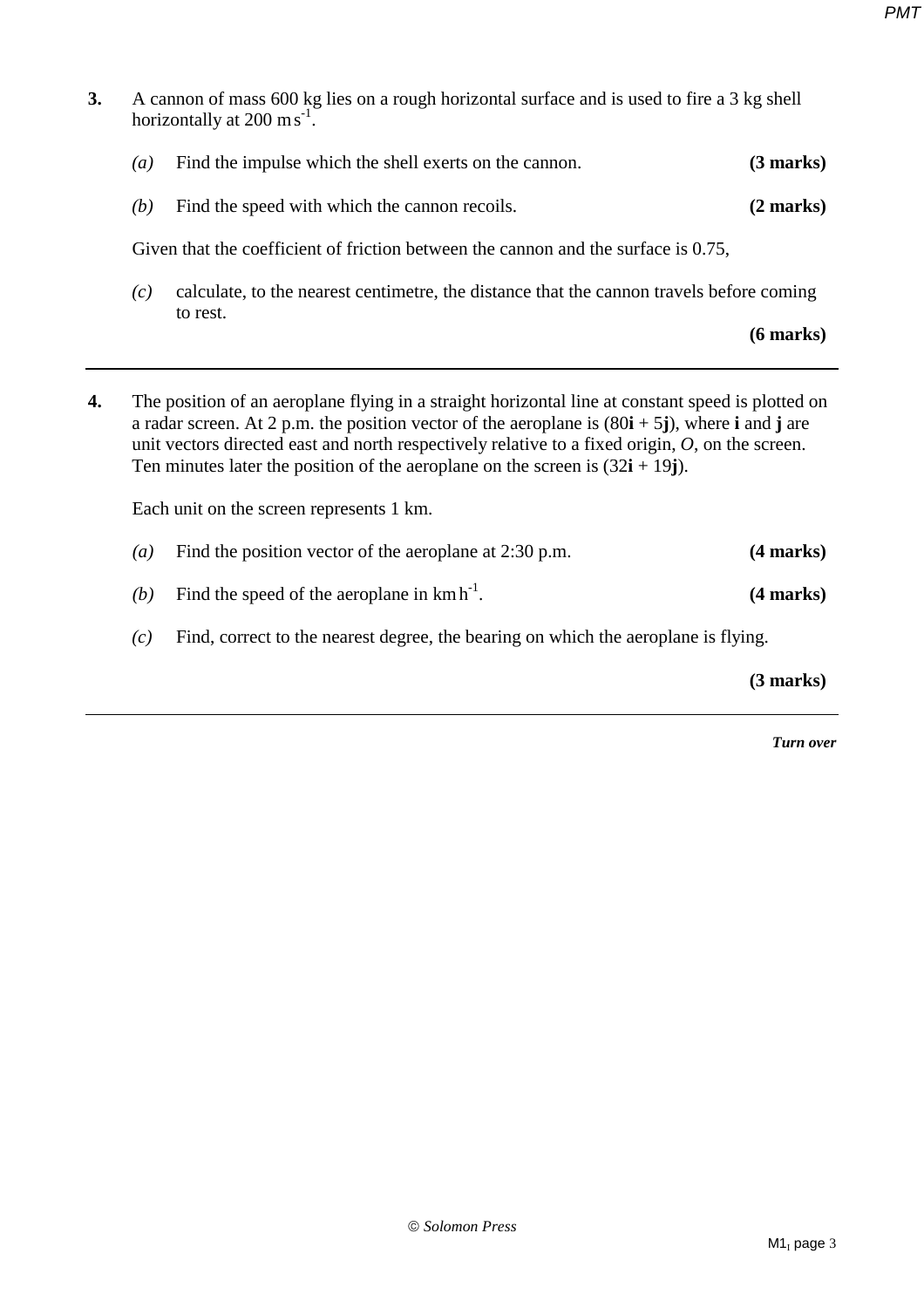**3.** A cannon of mass 600 kg lies on a rough horizontal surface and is used to fire a 3 kg shell horizontally at 200 m s$^{-1}$.

*(a)* Find the impulse which the shell exerts on the cannon. **(3 marks)**

*(b)* Find the speed with which the cannon recoils. **(2 marks)**

Given that the coefficient of friction between the cannon and the surface is 0.75,

*(c)* calculate, to the nearest centimetre, the distance that the cannon travels before coming to rest. **(6 marks)**

---

**4.** The position of an aeroplane flying in a straight horizontal line at constant speed is plotted on a radar screen. At 2 p.m. the position vector of the aeroplane is $(80\mathbf{i} + 5\mathbf{j})$, where $\mathbf{i}$ and $\mathbf{j}$ are unit vectors directed east and north respectively relative to a fixed origin, $O$, on the screen. Ten minutes later the position of the aeroplane on the screen is $(32\mathbf{i} + 19\mathbf{j})$.

Each unit on the screen represents 1 km.

*(a)* Find the position vector of the aeroplane at 2:30 p.m. **(4 marks)**

*(b)* Find the speed of the aeroplane in km h$^{-1}$. **(4 marks)**

*(c)* Find, correct to the nearest degree, the bearing on which the aeroplane is flying. **(3 marks)**

---

*Turn over*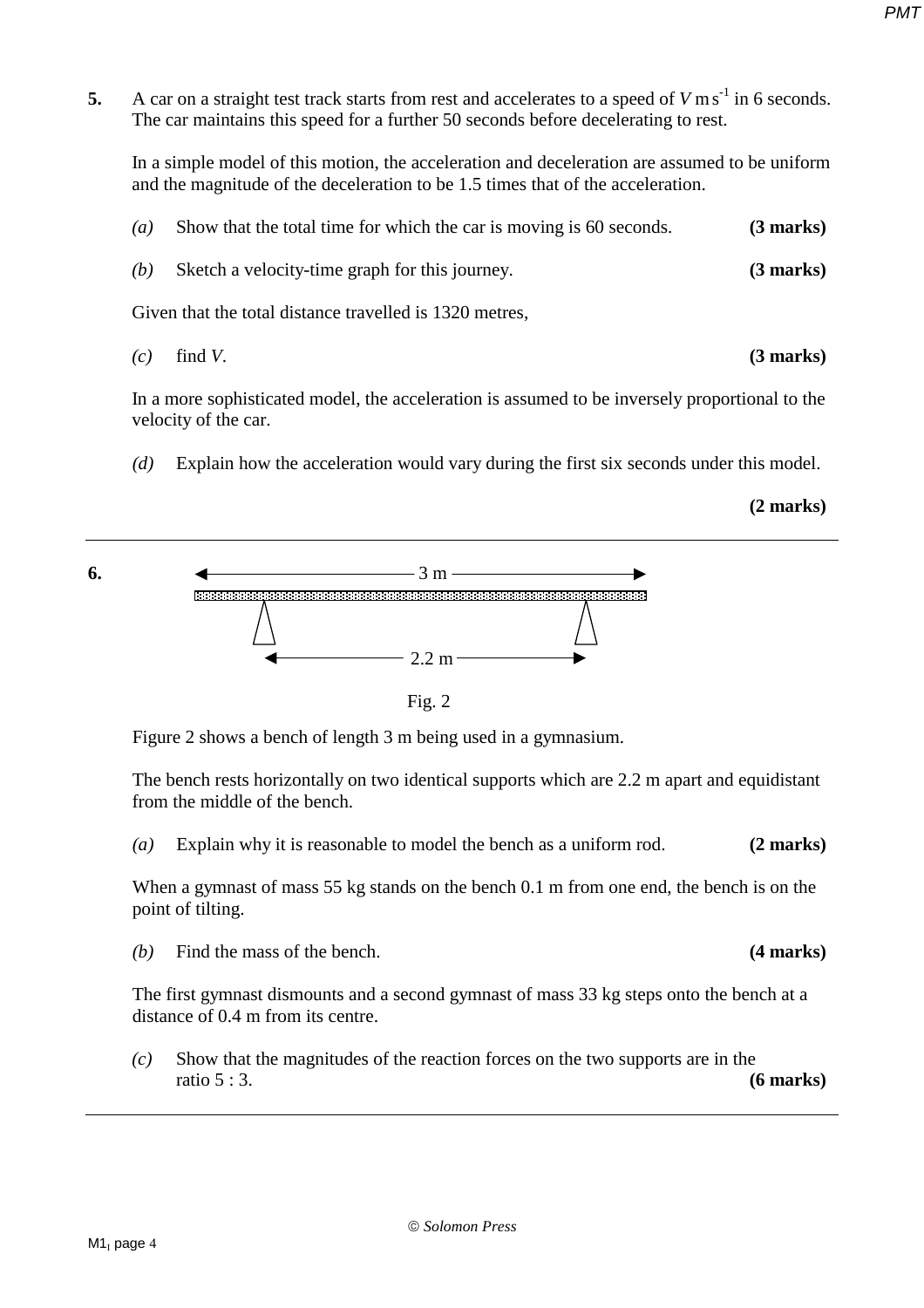**5.** A car on a straight test track starts from rest and accelerates to a speed of $V \text{ m s}^{-1}$ in 6 seconds. The car maintains this speed for a further 50 seconds before decelerating to rest.

In a simple model of this motion, the acceleration and deceleration are assumed to be uniform and the magnitude of the deceleration to be 1.5 times that of the acceleration.

*(a)* Show that the total time for which the car is moving is 60 seconds. **(3 marks)**

*(b)* Sketch a velocity-time graph for this journey. **(3 marks)**

Given that the total distance travelled is 1320 metres,

*(c)* find $V$. **(3 marks)**

In a more sophisticated model, the acceleration is assumed to be inversely proportional to the velocity of the car.

*(d)* Explain how the acceleration would vary during the first six seconds under this model. **(2 marks)**

---

**6.**

3 m

2.2 m

Fig. 2

Figure 2 shows a bench of length 3 m being used in a gymnasium.

The bench rests horizontally on two identical supports which are 2.2 m apart and equidistant from the middle of the bench.

*(a)* Explain why it is reasonable to model the bench as a uniform rod. **(2 marks)**

When a gymnast of mass 55 kg stands on the bench 0.1 m from one end, the bench is on the point of tilting.

*(b)* Find the mass of the bench. **(4 marks)**

The first gymnast dismounts and a second gymnast of mass 33 kg steps onto the bench at a distance of 0.4 m from its centre.

*(c)* Show that the magnitudes of the reaction forces on the two supports are in the ratio 5 : 3. **(6 marks)**

---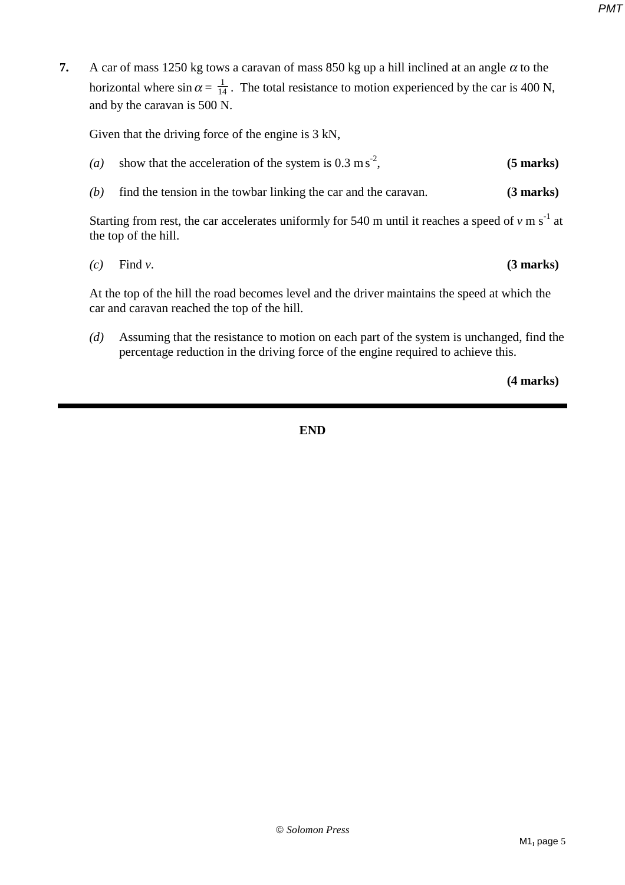**7.** A car of mass 1250 kg tows a caravan of mass 850 kg up a hill inclined at an angle $\alpha$ to the horizontal where $\sin \alpha = \frac{1}{14}$. The total resistance to motion experienced by the car is 400 N, and by the caravan is 500 N.

Given that the driving force of the engine is 3 kN,

*(a)* show that the acceleration of the system is 0.3 m s$^{-2}$, **(5 marks)**

*(b)* find the tension in the towbar linking the car and the caravan. **(3 marks)**

Starting from rest, the car accelerates uniformly for 540 m until it reaches a speed of $v$ m s$^{-1}$ at the top of the hill.

*(c)* Find $v$. **(3 marks)**

At the top of the hill the road becomes level and the driver maintains the speed at which the car and caravan reached the top of the hill.

*(d)* Assuming that the resistance to motion on each part of the system is unchanged, find the percentage reduction in the driving force of the engine required to achieve this.

**(4 marks)**

---

**END**